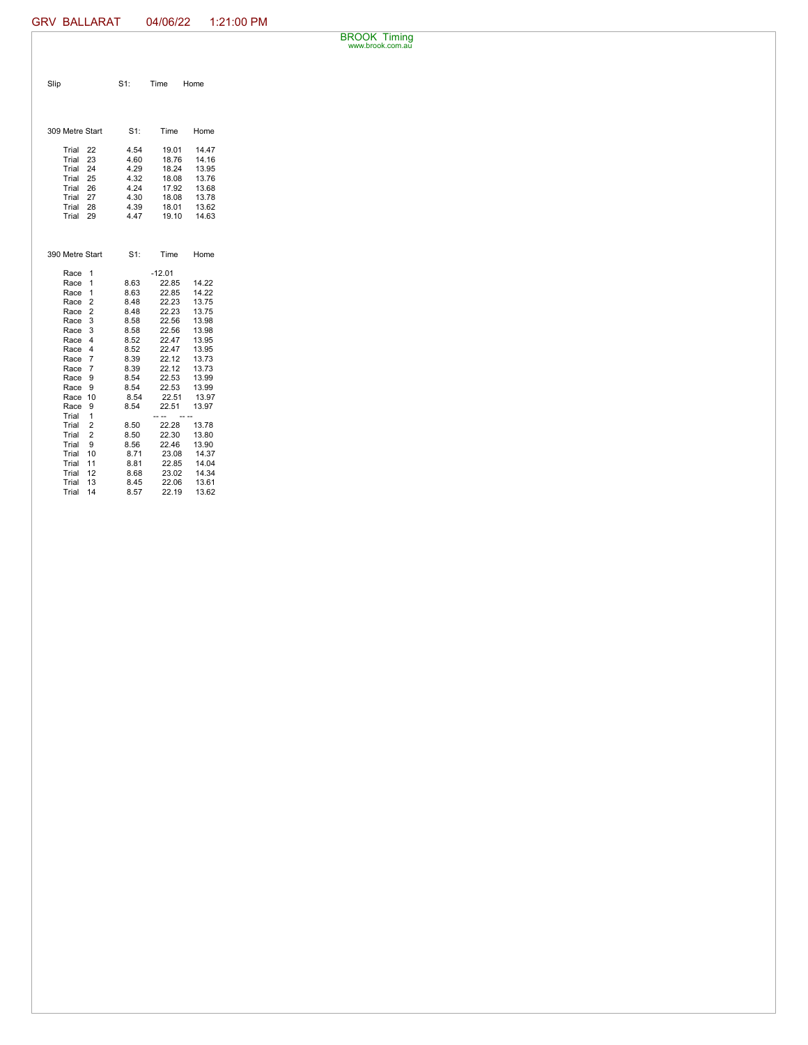GRV BALLARAT 04/06/22 1:21:00 PM

BROOK Timing
www.brook.com.au

| Slip | S1: | Time | Home |
|---|---|---|---|

| 309 Metre Start | | S1: | Time | Home |
|---|---|---|---|---|
| Trial | 22 | 4.54 | 19.01 | 14.47 |
| Trial | 23 | 4.60 | 18.76 | 14.16 |
| Trial | 24 | 4.29 | 18.24 | 13.95 |
| Trial | 25 | 4.32 | 18.08 | 13.76 |
| Trial | 26 | 4.24 | 17.92 | 13.68 |
| Trial | 27 | 4.30 | 18.08 | 13.78 |
| Trial | 28 | 4.39 | 18.01 | 13.62 |
| Trial | 29 | 4.47 | 19.10 | 14.63 |

| 390 Metre Start | | S1: | Time | Home |
|---|---|---|---|---|
| Race | 1 | | -12.01 | |
| Race | 1 | 8.63 | 22.85 | 14.22 |
| Race | 1 | 8.63 | 22.85 | 14.22 |
| Race | 2 | 8.48 | 22.23 | 13.75 |
| Race | 2 | 8.48 | 22.23 | 13.75 |
| Race | 3 | 8.58 | 22.56 | 13.98 |
| Race | 3 | 8.58 | 22.56 | 13.98 |
| Race | 4 | 8.52 | 22.47 | 13.95 |
| Race | 4 | 8.52 | 22.47 | 13.95 |
| Race | 7 | 8.39 | 22.12 | 13.73 |
| Race | 7 | 8.39 | 22.12 | 13.73 |
| Race | 9 | 8.54 | 22.53 | 13.99 |
| Race | 9 | 8.54 | 22.53 | 13.99 |
| Race | 10 | 8.54 | 22.51 | 13.97 |
| Race | 9 | 8.54 | 22.51 | 13.97 |
| Trial | 1 | | -- -- | -- -- |
| Trial | 2 | 8.50 | 22.28 | 13.78 |
| Trial | 2 | 8.50 | 22.30 | 13.80 |
| Trial | 9 | 8.56 | 22.46 | 13.90 |
| Trial | 10 | 8.71 | 23.08 | 14.37 |
| Trial | 11 | 8.81 | 22.85 | 14.04 |
| Trial | 12 | 8.68 | 23.02 | 14.34 |
| Trial | 13 | 8.45 | 22.06 | 13.61 |
| Trial | 14 | 8.57 | 22.19 | 13.62 |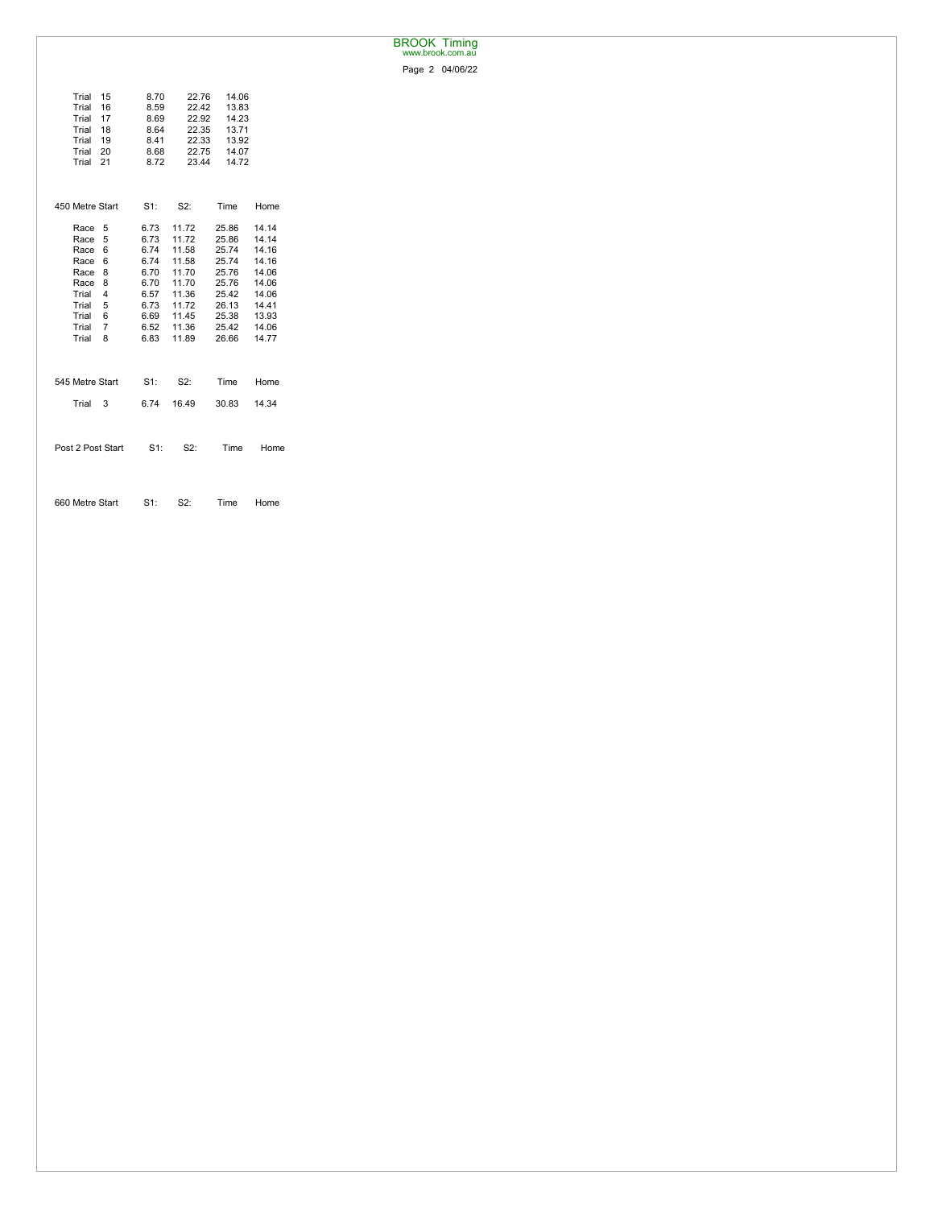| | | | | |
|---|---|---|---|---|
| Trial | 15 | 8.70 | 22.76 | 14.06 |
| Trial | 16 | 8.59 | 22.42 | 13.83 |
| Trial | 17 | 8.69 | 22.92 | 14.23 |
| Trial | 18 | 8.64 | 22.35 | 13.71 |
| Trial | 19 | 8.41 | 22.33 | 13.92 |
| Trial | 20 | 8.68 | 22.75 | 14.07 |
| Trial | 21 | 8.72 | 23.44 | 14.72 |

| 450 Metre Start | | S1: | S2: | Time | Home |
|---|---|---|---|---|---|
| Race | 5 | 6.73 | 11.72 | 25.86 | 14.14 |
| Race | 5 | 6.73 | 11.72 | 25.86 | 14.14 |
| Race | 6 | 6.74 | 11.58 | 25.74 | 14.16 |
| Race | 6 | 6.74 | 11.58 | 25.74 | 14.16 |
| Race | 8 | 6.70 | 11.70 | 25.76 | 14.06 |
| Race | 8 | 6.70 | 11.70 | 25.76 | 14.06 |
| Trial | 4 | 6.57 | 11.36 | 25.42 | 14.06 |
| Trial | 5 | 6.73 | 11.72 | 26.13 | 14.41 |
| Trial | 6 | 6.69 | 11.45 | 25.38 | 13.93 |
| Trial | 7 | 6.52 | 11.36 | 25.42 | 14.06 |
| Trial | 8 | 6.83 | 11.89 | 26.66 | 14.77 |

| 545 Metre Start | | S1: | S2: | Time | Home |
|---|---|---|---|---|---|
| Trial | 3 | 6.74 | 16.49 | 30.83 | 14.34 |

| Post 2 Post Start | S1: | S2: | Time | Home |
|---|---|---|---|---|

| 660 Metre Start | S1: | S2: | Time | Home |
|---|---|---|---|---|